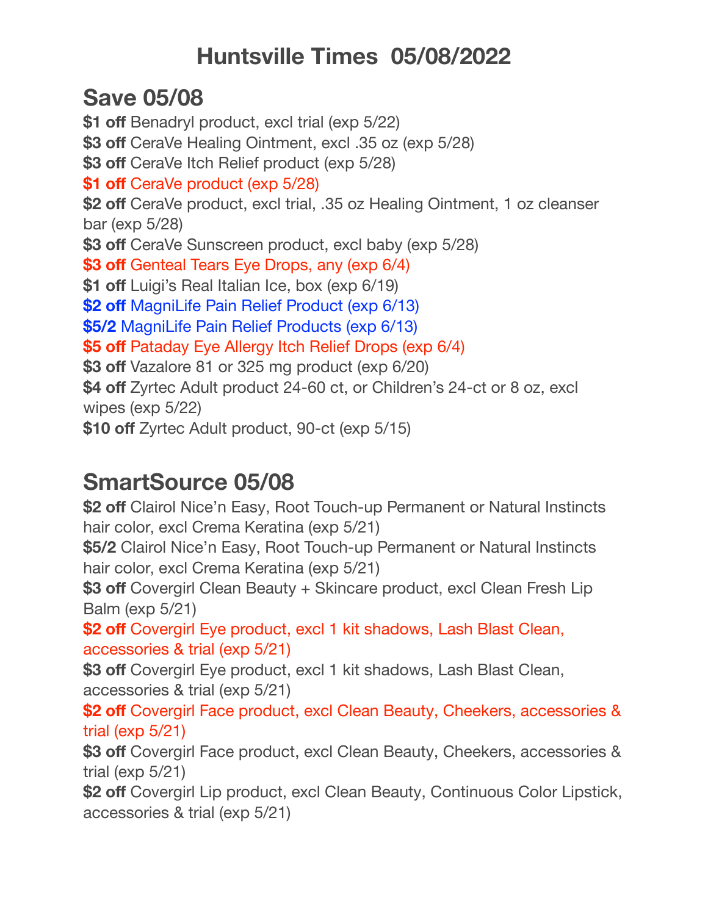# Huntsville Times 05/08/2022

## Save 05/08

**$1 off** Benadryl product, excl trial (exp 5/22)
**$3 off** CeraVe Healing Ointment, excl .35 oz (exp 5/28)
**$3 off** CeraVe Itch Relief product (exp 5/28)
**$1 off** CeraVe product (exp 5/28)
**$2 off** CeraVe product, excl trial, .35 oz Healing Ointment, 1 oz cleanser bar (exp 5/28)
**$3 off** CeraVe Sunscreen product, excl baby (exp 5/28)
**$3 off** Genteal Tears Eye Drops, any (exp 6/4)
**$1 off** Luigi's Real Italian Ice, box (exp 6/19)
**$2 off** MagniLife Pain Relief Product (exp 6/13)
**$5/2** MagniLife Pain Relief Products (exp 6/13)
**$5 off** Pataday Eye Allergy Itch Relief Drops (exp 6/4)
**$3 off** Vazalore 81 or 325 mg product (exp 6/20)
**$4 off** Zyrtec Adult product 24-60 ct, or Children's 24-ct or 8 oz, excl wipes (exp 5/22)
**$10 off** Zyrtec Adult product, 90-ct (exp 5/15)

## SmartSource 05/08

**$2 off** Clairol Nice'n Easy, Root Touch-up Permanent or Natural Instincts hair color, excl Crema Keratina (exp 5/21)
**$5/2** Clairol Nice'n Easy, Root Touch-up Permanent or Natural Instincts hair color, excl Crema Keratina (exp 5/21)
**$3 off** Covergirl Clean Beauty + Skincare product, excl Clean Fresh Lip Balm (exp 5/21)
**$2 off** Covergirl Eye product, excl 1 kit shadows, Lash Blast Clean, accessories & trial (exp 5/21)
**$3 off** Covergirl Eye product, excl 1 kit shadows, Lash Blast Clean, accessories & trial (exp 5/21)
**$2 off** Covergirl Face product, excl Clean Beauty, Cheekers, accessories & trial (exp 5/21)
**$3 off** Covergirl Face product, excl Clean Beauty, Cheekers, accessories & trial (exp 5/21)
**$2 off** Covergirl Lip product, excl Clean Beauty, Continuous Color Lipstick, accessories & trial (exp 5/21)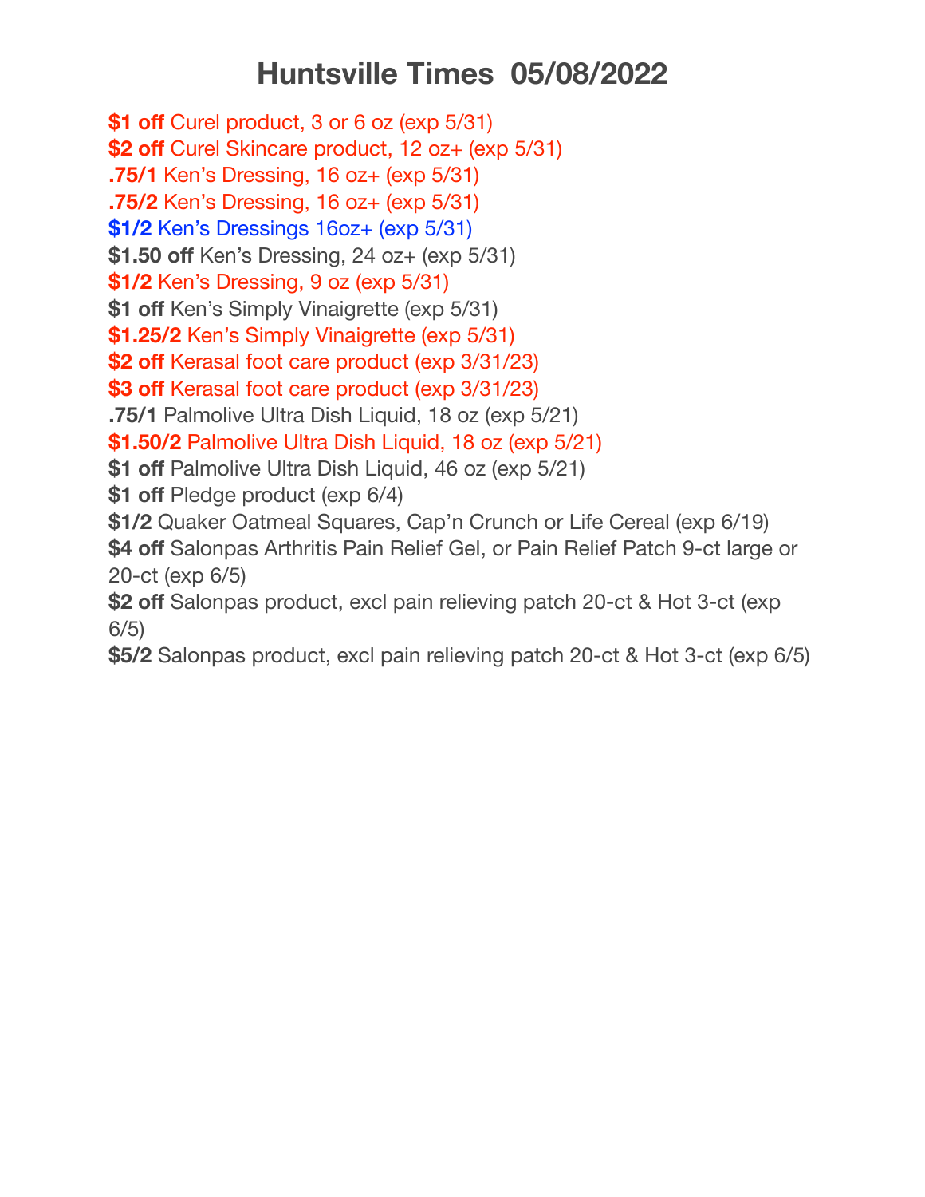# Huntsville Times 05/08/2022

**$1 off** Curel product, 3 or 6 oz (exp 5/31)
**$2 off** Curel Skincare product, 12 oz+ (exp 5/31)
**.75/1** Ken's Dressing, 16 oz+ (exp 5/31)
**.75/2** Ken's Dressing, 16 oz+ (exp 5/31)
**$1/2** Ken's Dressings 16oz+ (exp 5/31)
**$1.50 off** Ken's Dressing, 24 oz+ (exp 5/31)
**$1/2** Ken's Dressing, 9 oz (exp 5/31)
**$1 off** Ken's Simply Vinaigrette (exp 5/31)
**$1.25/2** Ken's Simply Vinaigrette (exp 5/31)
**$2 off** Kerasal foot care product (exp 3/31/23)
**$3 off** Kerasal foot care product (exp 3/31/23)
**.75/1** Palmolive Ultra Dish Liquid, 18 oz (exp 5/21)
**$1.50/2** Palmolive Ultra Dish Liquid, 18 oz (exp 5/21)
**$1 off** Palmolive Ultra Dish Liquid, 46 oz (exp 5/21)
**$1 off** Pledge product (exp 6/4)
**$1/2** Quaker Oatmeal Squares, Cap'n Crunch or Life Cereal (exp 6/19)
**$4 off** Salonpas Arthritis Pain Relief Gel, or Pain Relief Patch 9-ct large or 20-ct (exp 6/5)
**$2 off** Salonpas product, excl pain relieving patch 20-ct & Hot 3-ct (exp 6/5)
**$5/2** Salonpas product, excl pain relieving patch 20-ct & Hot 3-ct (exp 6/5)